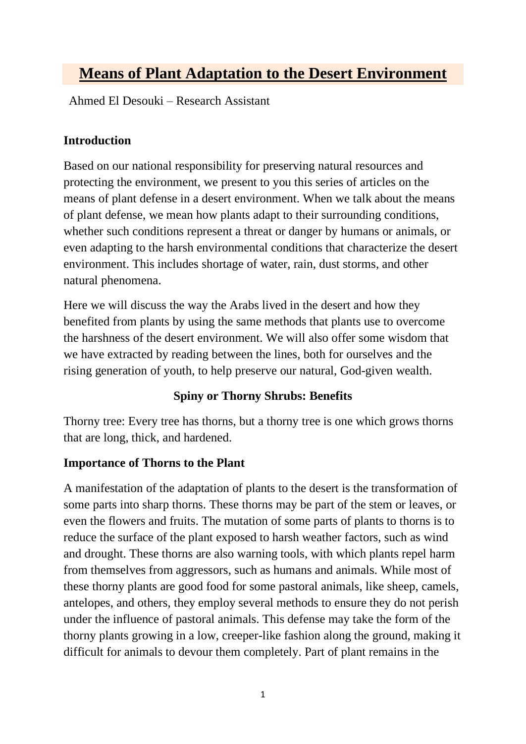# Means of Plant Adaptation to the Desert Environment

Ahmed El Desouki – Research Assistant

**Introduction**

Based on our national responsibility for preserving natural resources and protecting the environment, we present to you this series of articles on the means of plant defense in a desert environment. When we talk about the means of plant defense, we mean how plants adapt to their surrounding conditions, whether such conditions represent a threat or danger by humans or animals, or even adapting to the harsh environmental conditions that characterize the desert environment. This includes shortage of water, rain, dust storms, and other natural phenomena.

Here we will discuss the way the Arabs lived in the desert and how they benefited from plants by using the same methods that plants use to overcome the harshness of the desert environment. We will also offer some wisdom that we have extracted by reading between the lines, both for ourselves and the rising generation of youth, to help preserve our natural, God-given wealth.

**Spiny or Thorny Shrubs: Benefits**

Thorny tree: Every tree has thorns, but a thorny tree is one which grows thorns that are long, thick, and hardened.

**Importance of Thorns to the Plant**

A manifestation of the adaptation of plants to the desert is the transformation of some parts into sharp thorns. These thorns may be part of the stem or leaves, or even the flowers and fruits. The mutation of some parts of plants to thorns is to reduce the surface of the plant exposed to harsh weather factors, such as wind and drought. These thorns are also warning tools, with which plants repel harm from themselves from aggressors, such as humans and animals. While most of these thorny plants are good food for some pastoral animals, like sheep, camels, antelopes, and others, they employ several methods to ensure they do not perish under the influence of pastoral animals. This defense may take the form of the thorny plants growing in a low, creeper-like fashion along the ground, making it difficult for animals to devour them completely. Part of plant remains in the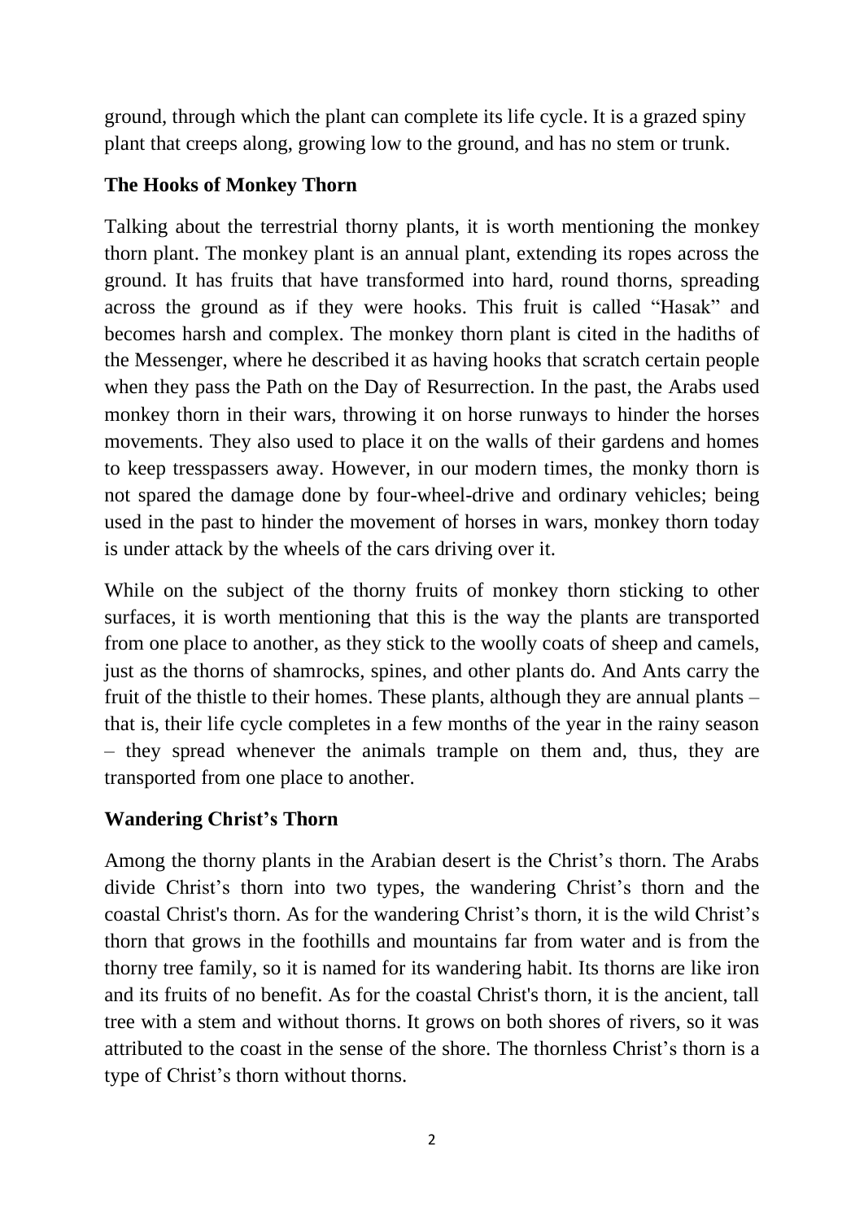ground, through which the plant can complete its life cycle. It is a grazed spiny plant that creeps along, growing low to the ground, and has no stem or trunk.

**The Hooks of Monkey Thorn**

Talking about the terrestrial thorny plants, it is worth mentioning the monkey thorn plant. The monkey plant is an annual plant, extending its ropes across the ground. It has fruits that have transformed into hard, round thorns, spreading across the ground as if they were hooks. This fruit is called "Hasak" and becomes harsh and complex. The monkey thorn plant is cited in the hadiths of the Messenger, where he described it as having hooks that scratch certain people when they pass the Path on the Day of Resurrection. In the past, the Arabs used monkey thorn in their wars, throwing it on horse runways to hinder the horses movements. They also used to place it on the walls of their gardens and homes to keep tresspassers away. However, in our modern times, the monky thorn is not spared the damage done by four-wheel-drive and ordinary vehicles; being used in the past to hinder the movement of horses in wars, monkey thorn today is under attack by the wheels of the cars driving over it.

While on the subject of the thorny fruits of monkey thorn sticking to other surfaces, it is worth mentioning that this is the way the plants are transported from one place to another, as they stick to the woolly coats of sheep and camels, just as the thorns of shamrocks, spines, and other plants do. And Ants carry the fruit of the thistle to their homes. These plants, although they are annual plants – that is, their life cycle completes in a few months of the year in the rainy season – they spread whenever the animals trample on them and, thus, they are transported from one place to another.

**Wandering Christ's Thorn**

Among the thorny plants in the Arabian desert is the Christ's thorn. The Arabs divide Christ's thorn into two types, the wandering Christ's thorn and the coastal Christ's thorn. As for the wandering Christ's thorn, it is the wild Christ's thorn that grows in the foothills and mountains far from water and is from the thorny tree family, so it is named for its wandering habit. Its thorns are like iron and its fruits of no benefit. As for the coastal Christ's thorn, it is the ancient, tall tree with a stem and without thorns. It grows on both shores of rivers, so it was attributed to the coast in the sense of the shore. The thornless Christ's thorn is a type of Christ's thorn without thorns.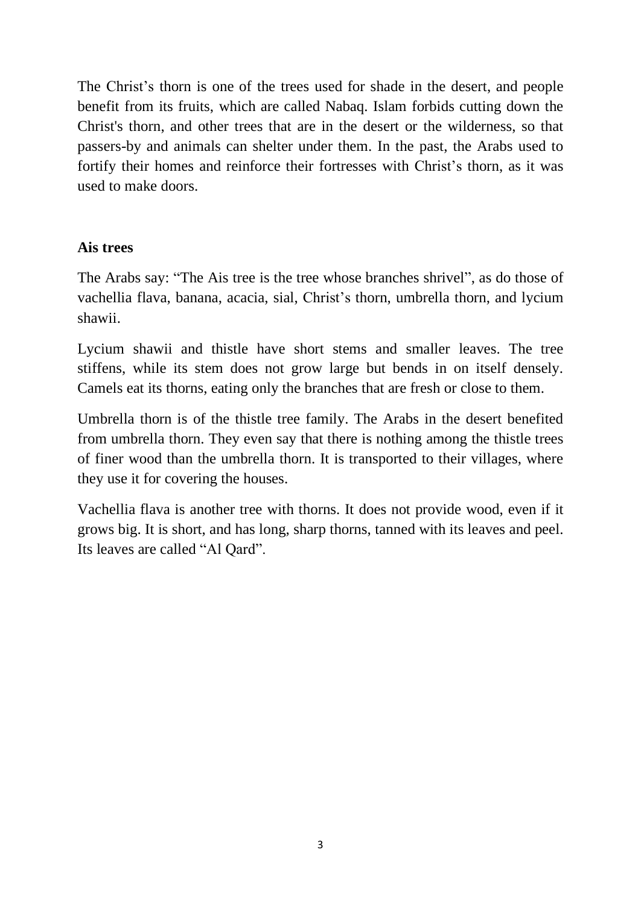The Christ's thorn is one of the trees used for shade in the desert, and people benefit from its fruits, which are called Nabaq. Islam forbids cutting down the Christ's thorn, and other trees that are in the desert or the wilderness, so that passers-by and animals can shelter under them. In the past, the Arabs used to fortify their homes and reinforce their fortresses with Christ's thorn, as it was used to make doors.

**Ais trees**

The Arabs say: "The Ais tree is the tree whose branches shrivel", as do those of vachellia flava, banana, acacia, sial, Christ's thorn, umbrella thorn, and lycium shawii.

Lycium shawii and thistle have short stems and smaller leaves. The tree stiffens, while its stem does not grow large but bends in on itself densely. Camels eat its thorns, eating only the branches that are fresh or close to them.

Umbrella thorn is of the thistle tree family. The Arabs in the desert benefited from umbrella thorn. They even say that there is nothing among the thistle trees of finer wood than the umbrella thorn. It is transported to their villages, where they use it for covering the houses.

Vachellia flava is another tree with thorns. It does not provide wood, even if it grows big. It is short, and has long, sharp thorns, tanned with its leaves and peel. Its leaves are called "Al Qard".